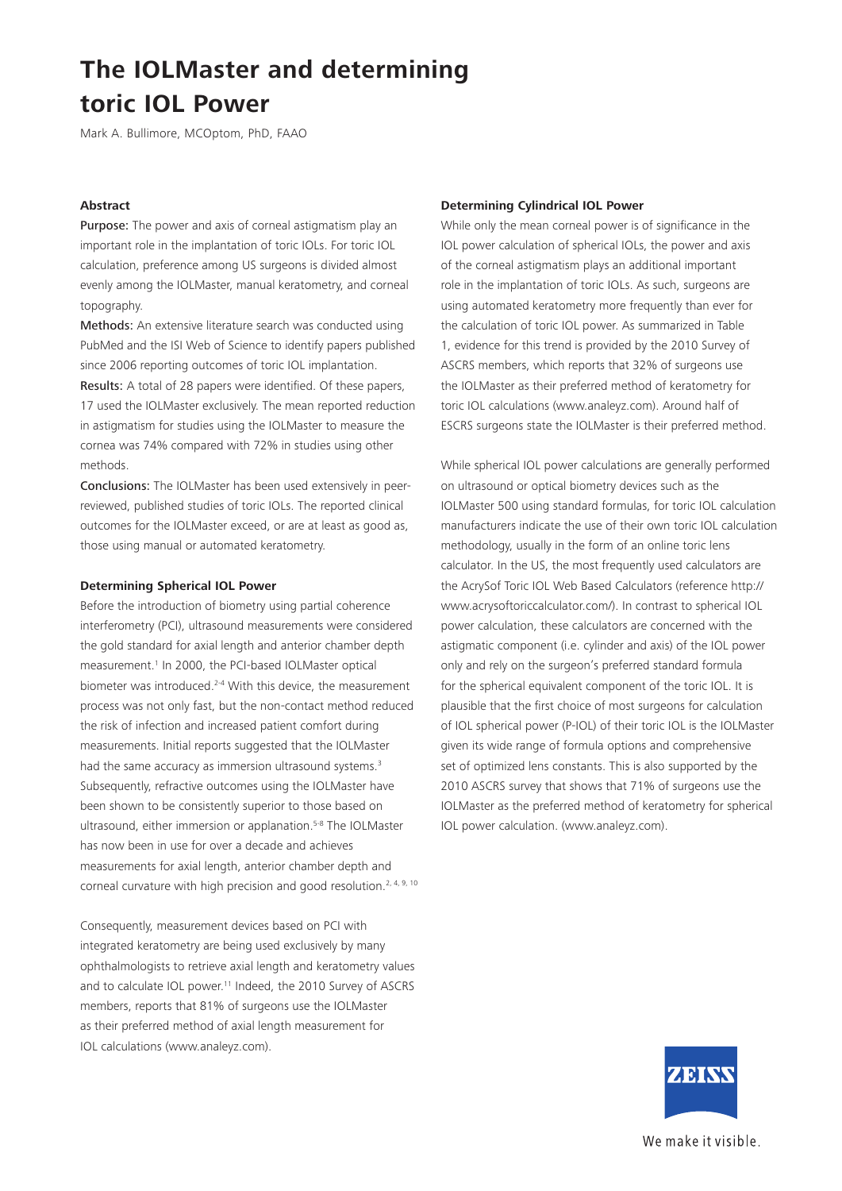# The IOLMaster and determining toric IOL Power

Mark A. Bullimore, MCOptom, PhD, FAAO

### Abstract

**Purpose:** The power and axis of corneal astigmatism play an important role in the implantation of toric IOLs. For toric IOL calculation, preference among US surgeons is divided almost evenly among the IOLMaster, manual keratometry, and corneal topography.

**Methods:** An extensive literature search was conducted using PubMed and the ISI Web of Science to identify papers published since 2006 reporting outcomes of toric IOL implantation.

**Results:** A total of 28 papers were identified. Of these papers, 17 used the IOLMaster exclusively. The mean reported reduction in astigmatism for studies using the IOLMaster to measure the cornea was 74% compared with 72% in studies using other methods.

**Conclusions:** The IOLMaster has been used extensively in peer-reviewed, published studies of toric IOLs. The reported clinical outcomes for the IOLMaster exceed, or are at least as good as, those using manual or automated keratometry.

### Determining Spherical IOL Power

Before the introduction of biometry using partial coherence interferometry (PCI), ultrasound measurements were considered the gold standard for axial length and anterior chamber depth measurement.[1] In 2000, the PCI-based IOLMaster optical biometer was introduced.[2-4] With this device, the measurement process was not only fast, but the non-contact method reduced the risk of infection and increased patient comfort during measurements. Initial reports suggested that the IOLMaster had the same accuracy as immersion ultrasound systems.[3] Subsequently, refractive outcomes using the IOLMaster have been shown to be consistently superior to those based on ultrasound, either immersion or applanation.[5-8] The IOLMaster has now been in use for over a decade and achieves measurements for axial length, anterior chamber depth and corneal curvature with high precision and good resolution.[2, 4, 9, 10]

Consequently, measurement devices based on PCI with integrated keratometry are being used exclusively by many ophthalmologists to retrieve axial length and keratometry values and to calculate IOL power.[11] Indeed, the 2010 Survey of ASCRS members, reports that 81% of surgeons use the IOLMaster as their preferred method of axial length measurement for IOL calculations (www.analeyz.com).

### Determining Cylindrical IOL Power

While only the mean corneal power is of significance in the IOL power calculation of spherical IOLs, the power and axis of the corneal astigmatism plays an additional important role in the implantation of toric IOLs. As such, surgeons are using automated keratometry more frequently than ever for the calculation of toric IOL power. As summarized in Table 1, evidence for this trend is provided by the 2010 Survey of ASCRS members, which reports that 32% of surgeons use the IOLMaster as their preferred method of keratometry for toric IOL calculations (www.analeyz.com). Around half of ESCRS surgeons state the IOLMaster is their preferred method.

While spherical IOL power calculations are generally performed on ultrasound or optical biometry devices such as the IOLMaster 500 using standard formulas, for toric IOL calculation manufacturers indicate the use of their own toric IOL calculation methodology, usually in the form of an online toric lens calculator. In the US, the most frequently used calculators are the AcrySof Toric IOL Web Based Calculators (reference http://www.acrysoftoriccalculator.com/). In contrast to spherical IOL power calculation, these calculators are concerned with the astigmatic component (i.e. cylinder and axis) of the IOL power only and rely on the surgeon's preferred standard formula for the spherical equivalent component of the toric IOL. It is plausible that the first choice of most surgeons for calculation of IOL spherical power (P-IOL) of their toric IOL is the IOLMaster given its wide range of formula options and comprehensive set of optimized lens constants. This is also supported by the 2010 ASCRS survey that shows that 71% of surgeons use the IOLMaster as the preferred method of keratometry for spherical IOL power calculation. (www.analeyz.com).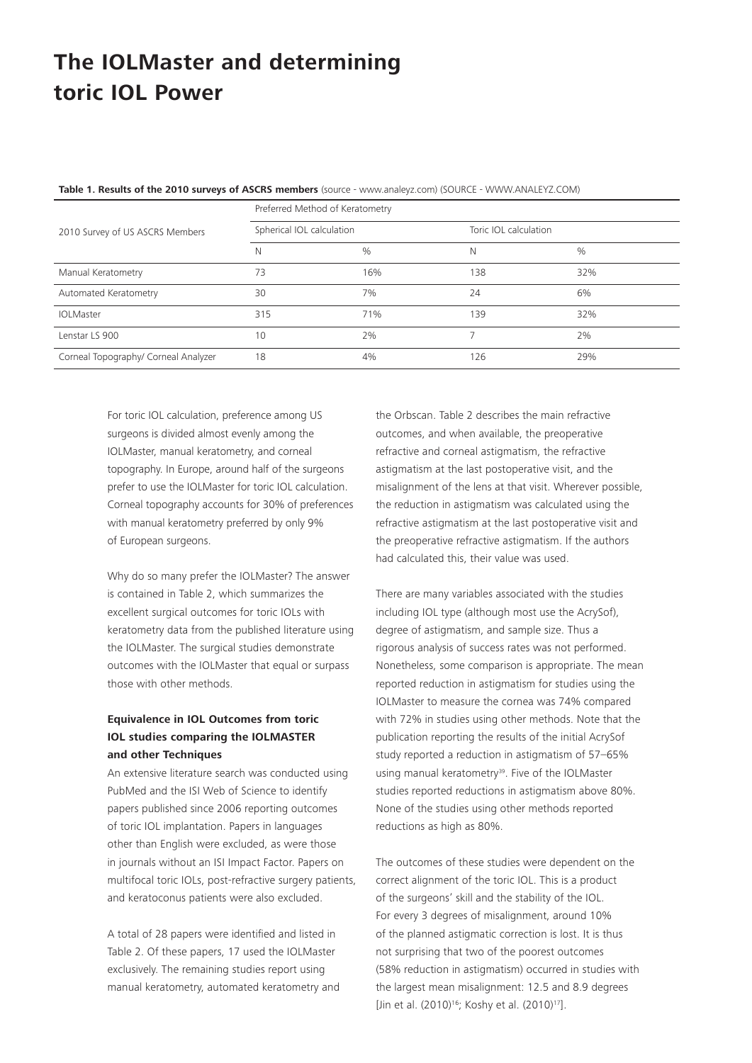# The IOLMaster and determining toric IOL Power

**Table 1. Results of the 2010 surveys of ASCRS members** (source - www.analeyz.com) (SOURCE - WWW.ANALEYZ.COM)

| 2010 Survey of US ASCRS Members | Preferred Method of Keratometry | | | |
|---|---|---|---|---|
| | Spherical IOL calculation | | Toric IOL calculation | |
| | N | % | N | % |
| Manual Keratometry | 73 | 16% | 138 | 32% |
| Automated Keratometry | 30 | 7% | 24 | 6% |
| IOLMaster | 315 | 71% | 139 | 32% |
| Lenstar LS 900 | 10 | 2% | 7 | 2% |
| Corneal Topography/ Corneal Analyzer | 18 | 4% | 126 | 29% |

For toric IOL calculation, preference among US surgeons is divided almost evenly among the IOLMaster, manual keratometry, and corneal topography. In Europe, around half of the surgeons prefer to use the IOLMaster for toric IOL calculation. Corneal topography accounts for 30% of preferences with manual keratometry preferred by only 9% of European surgeons.

Why do so many prefer the IOLMaster? The answer is contained in Table 2, which summarizes the excellent surgical outcomes for toric IOLs with keratometry data from the published literature using the IOLMaster. The surgical studies demonstrate outcomes with the IOLMaster that equal or surpass those with other methods.

**Equivalence in IOL Outcomes from toric IOL studies comparing the IOLMASTER and other Techniques**

An extensive literature search was conducted using PubMed and the ISI Web of Science to identify papers published since 2006 reporting outcomes of toric IOL implantation. Papers in languages other than English were excluded, as were those in journals without an ISI Impact Factor. Papers on multifocal toric IOLs, post-refractive surgery patients, and keratoconus patients were also excluded.

A total of 28 papers were identified and listed in Table 2. Of these papers, 17 used the IOLMaster exclusively. The remaining studies report using manual keratometry, automated keratometry and the Orbscan. Table 2 describes the main refractive outcomes, and when available, the preoperative refractive and corneal astigmatism, the refractive astigmatism at the last postoperative visit, and the misalignment of the lens at that visit. Wherever possible, the reduction in astigmatism was calculated using the refractive astigmatism at the last postoperative visit and the preoperative refractive astigmatism. If the authors had calculated this, their value was used.

There are many variables associated with the studies including IOL type (although most use the AcrySof), degree of astigmatism, and sample size. Thus a rigorous analysis of success rates was not performed. Nonetheless, some comparison is appropriate. The mean reported reduction in astigmatism for studies using the IOLMaster to measure the cornea was 74% compared with 72% in studies using other methods. Note that the publication reporting the results of the initial AcrySof study reported a reduction in astigmatism of 57–65% using manual keratometry[39]. Five of the IOLMaster studies reported reductions in astigmatism above 80%. None of the studies using other methods reported reductions as high as 80%.

The outcomes of these studies were dependent on the correct alignment of the toric IOL. This is a product of the surgeons' skill and the stability of the IOL. For every 3 degrees of misalignment, around 10% of the planned astigmatic correction is lost. It is thus not surprising that two of the poorest outcomes (58% reduction in astigmatism) occurred in studies with the largest mean misalignment: 12.5 and 8.9 degrees [Jin et al. (2010)[16]; Koshy et al. (2010)[17]].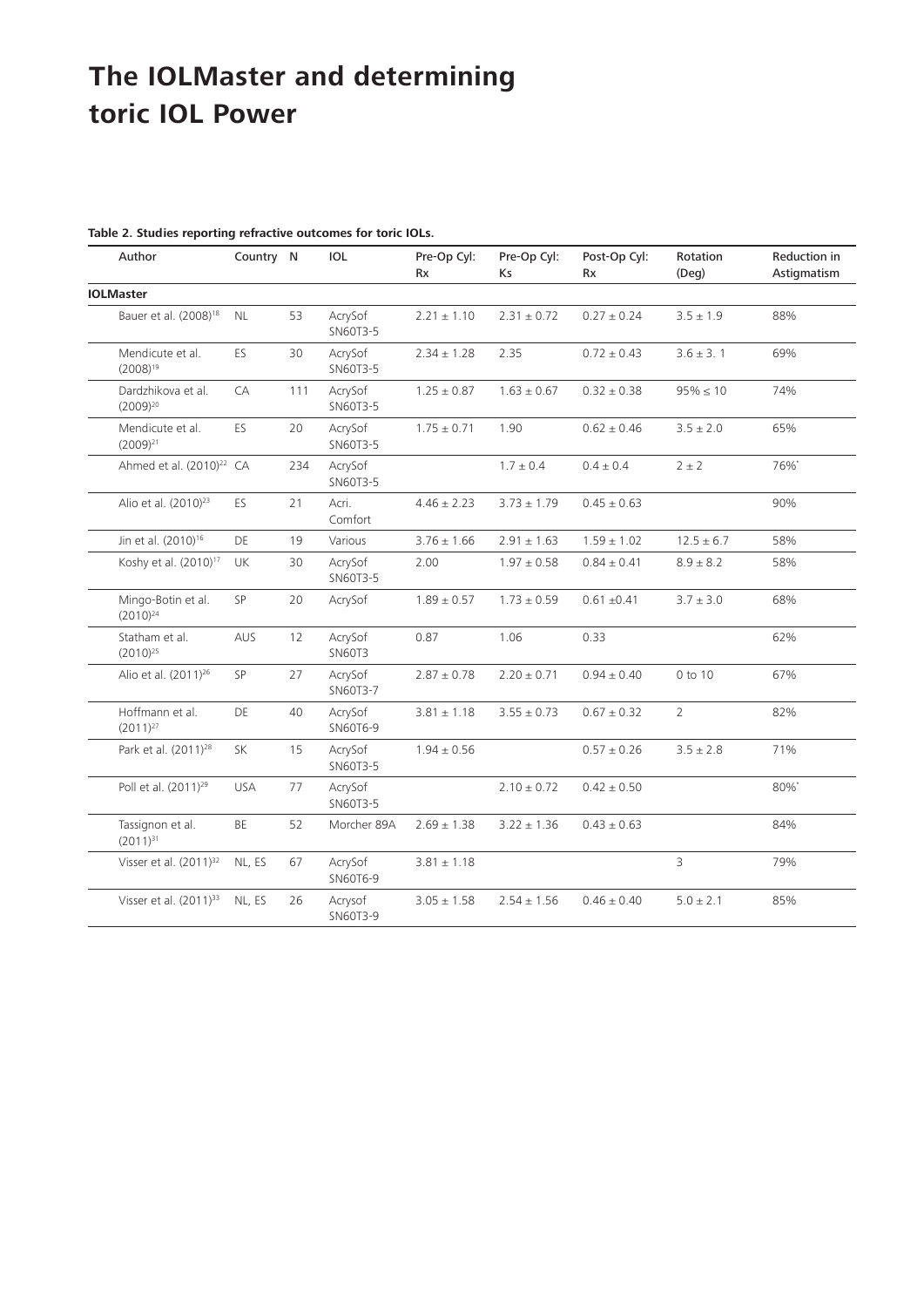# The IOLMaster and determining toric IOL Power

**Table 2. Studies reporting refractive outcomes for toric IOLs.**

| Author | Country | N | IOL | Pre-Op Cyl: Rx | Pre-Op Cyl: Ks | Post-Op Cyl: Rx | Rotation (Deg) | Reduction in Astigmatism |
|---|---|---|---|---|---|---|---|---|
| **IOLMaster** | | | | | | | | |
| Bauer et al. (2008)[18] | NL | 53 | AcrySof SN60T3-5 | 2.21 ± 1.10 | 2.31 ± 0.72 | 0.27 ± 0.24 | 3.5 ± 1.9 | 88% |
| Mendicute et al. (2008)[19] | ES | 30 | AcrySof SN60T3-5 | 2.34 ± 1.28 | 2.35 | 0.72 ± 0.43 | 3.6 ± 3. 1 | 69% |
| Dardzhikova et al. (2009)[20] | CA | 111 | AcrySof SN60T3-5 | 1.25 ± 0.87 | 1.63 ± 0.67 | 0.32 ± 0.38 | 95% ≤ 10 | 74% |
| Mendicute et al. (2009)[21] | ES | 20 | AcrySof SN60T3-5 | 1.75 ± 0.71 | 1.90 | 0.62 ± 0.46 | 3.5 ± 2.0 | 65% |
| Ahmed et al. (2010)[22] | CA | 234 | AcrySof SN60T3-5 | | 1.7 ± 0.4 | 0.4 ± 0.4 | 2 ± 2 | 76%* |
| Alio et al. (2010)[23] | ES | 21 | Acri. Comfort | 4.46 ± 2.23 | 3.73 ± 1.79 | 0.45 ± 0.63 | | 90% |
| Jin et al. (2010)[16] | DE | 19 | Various | 3.76 ± 1.66 | 2.91 ± 1.63 | 1.59 ± 1.02 | 12.5 ± 6.7 | 58% |
| Koshy et al. (2010)[17] | UK | 30 | AcrySof SN60T3-5 | 2.00 | 1.97 ± 0.58 | 0.84 ± 0.41 | 8.9 ± 8.2 | 58% |
| Mingo-Botin et al. (2010)[24] | SP | 20 | AcrySof | 1.89 ± 0.57 | 1.73 ± 0.59 | 0.61 ±0.41 | 3.7 ± 3.0 | 68% |
| Statham et al. (2010)[25] | AUS | 12 | AcrySof SN60T3 | 0.87 | 1.06 | 0.33 | | 62% |
| Alio et al. (2011)[26] | SP | 27 | AcrySof SN60T3-7 | 2.87 ± 0.78 | 2.20 ± 0.71 | 0.94 ± 0.40 | 0 to 10 | 67% |
| Hoffmann et al. (2011)[27] | DE | 40 | AcrySof SN60T6-9 | 3.81 ± 1.18 | 3.55 ± 0.73 | 0.67 ± 0.32 | 2 | 82% |
| Park et al. (2011)[28] | SK | 15 | AcrySof SN60T3-5 | 1.94 ± 0.56 | | 0.57 ± 0.26 | 3.5 ± 2.8 | 71% |
| Poll et al. (2011)[29] | USA | 77 | AcrySof SN60T3-5 | | 2.10 ± 0.72 | 0.42 ± 0.50 | | 80%* |
| Tassignon et al. (2011)[31] | BE | 52 | Morcher 89A | 2.69 ± 1.38 | 3.22 ± 1.36 | 0.43 ± 0.63 | | 84% |
| Visser et al. (2011)[32] | NL, ES | 67 | AcrySof SN60T6-9 | 3.81 ± 1.18 | | | 3 | 79% |
| Visser et al. (2011)[33] | NL, ES | 26 | Acrysof SN60T3-9 | 3.05 ± 1.58 | 2.54 ± 1.56 | 0.46 ± 0.40 | 5.0 ± 2.1 | 85% |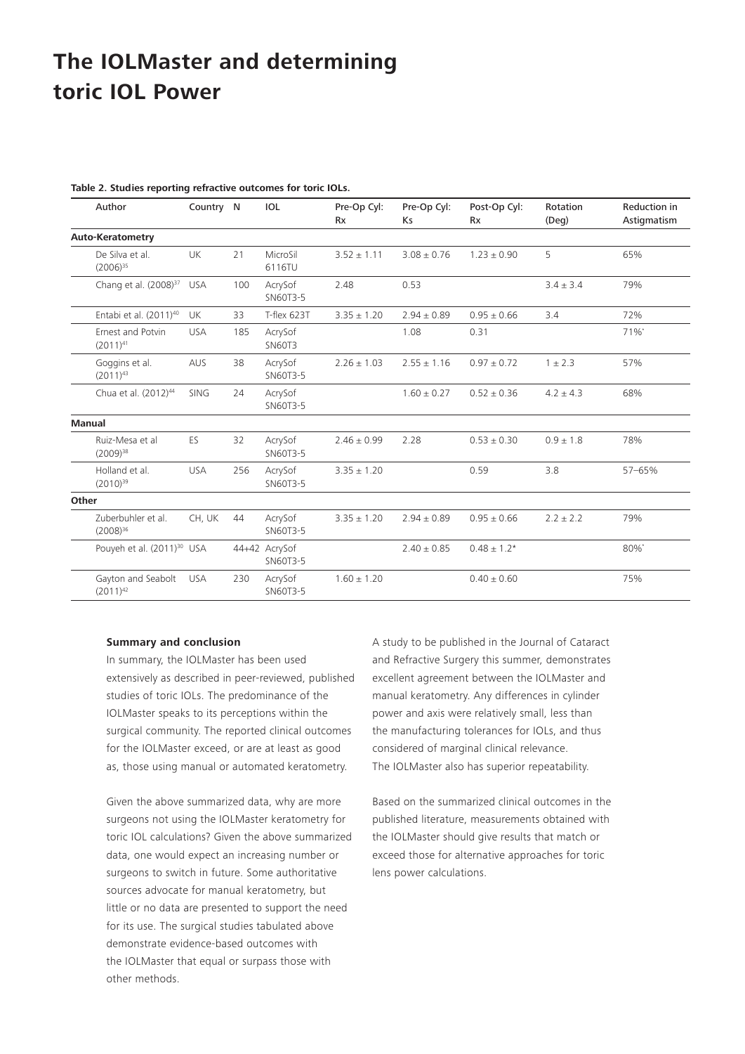# The IOLMaster and determining toric IOL Power

**Table 2. Studies reporting refractive outcomes for toric IOLs.**

| Author | Country | N | IOL | Pre-Op Cyl: Rx | Pre-Op Cyl: Ks | Post-Op Cyl: Rx | Rotation (Deg) | Reduction in Astigmatism |
|---|---|---|---|---|---|---|---|---|
| **Auto-Keratometry** | | | | | | | | |
| De Silva et al. (2006)[35] | UK | 21 | MicroSil 6116TU | 3.52 ± 1.11 | 3.08 ± 0.76 | 1.23 ± 0.90 | 5 | 65% |
| Chang et al. (2008)[37] | USA | 100 | AcrySof SN60T3-5 | 2.48 | 0.53 | | 3.4 ± 3.4 | 79% |
| Entabi et al. (2011)[40] | UK | 33 | T-flex 623T | 3.35 ± 1.20 | 2.94 ± 0.89 | 0.95 ± 0.66 | 3.4 | 72% |
| Ernest and Potvin (2011)[41] | USA | 185 | AcrySof SN60T3 | | 1.08 | 0.31 | | 71%* |
| Goggins et al. (2011)[43] | AUS | 38 | AcrySof SN60T3-5 | 2.26 ± 1.03 | 2.55 ± 1.16 | 0.97 ± 0.72 | 1 ± 2.3 | 57% |
| Chua et al. (2012)[44] | SING | 24 | AcrySof SN60T3-5 | | 1.60 ± 0.27 | 0.52 ± 0.36 | 4.2 ± 4.3 | 68% |
| **Manual** | | | | | | | | |
| Ruiz-Mesa et al (2009)[38] | ES | 32 | AcrySof SN60T3-5 | 2.46 ± 0.99 | 2.28 | 0.53 ± 0.30 | 0.9 ± 1.8 | 78% |
| Holland et al. (2010)[39] | USA | 256 | AcrySof SN60T3-5 | 3.35 ± 1.20 | | 0.59 | 3.8 | 57–65% |
| **Other** | | | | | | | | |
| Zuberbuhler et al. (2008)[36] | CH, UK | 44 | AcrySof SN60T3-5 | 3.35 ± 1.20 | 2.94 ± 0.89 | 0.95 ± 0.66 | 2.2 ± 2.2 | 79% |
| Pouyeh et al. (2011)[30] | USA | 44+42 | AcrySof SN60T3-5 | | 2.40 ± 0.85 | 0.48 ± 1.2* | | 80%* |
| Gayton and Seabolt (2011)[42] | USA | 230 | AcrySof SN60T3-5 | 1.60 ± 1.20 | | 0.40 ± 0.60 | | 75% |

**Summary and conclusion**

In summary, the IOLMaster has been used extensively as described in peer-reviewed, published studies of toric IOLs. The predominance of the IOLMaster speaks to its perceptions within the surgical community. The reported clinical outcomes for the IOLMaster exceed, or are at least as good as, those using manual or automated keratometry.

Given the above summarized data, why are more surgeons not using the IOLMaster keratometry for toric IOL calculations? Given the above summarized data, one would expect an increasing number or surgeons to switch in future. Some authoritative sources advocate for manual keratometry, but little or no data are presented to support the need for its use. The surgical studies tabulated above demonstrate evidence-based outcomes with the IOLMaster that equal or surpass those with other methods.

A study to be published in the Journal of Cataract and Refractive Surgery this summer, demonstrates excellent agreement between the IOLMaster and manual keratometry. Any differences in cylinder power and axis were relatively small, less than the manufacturing tolerances for IOLs, and thus considered of marginal clinical relevance. The IOLMaster also has superior repeatability.

Based on the summarized clinical outcomes in the published literature, measurements obtained with the IOLMaster should give results that match or exceed those for alternative approaches for toric lens power calculations.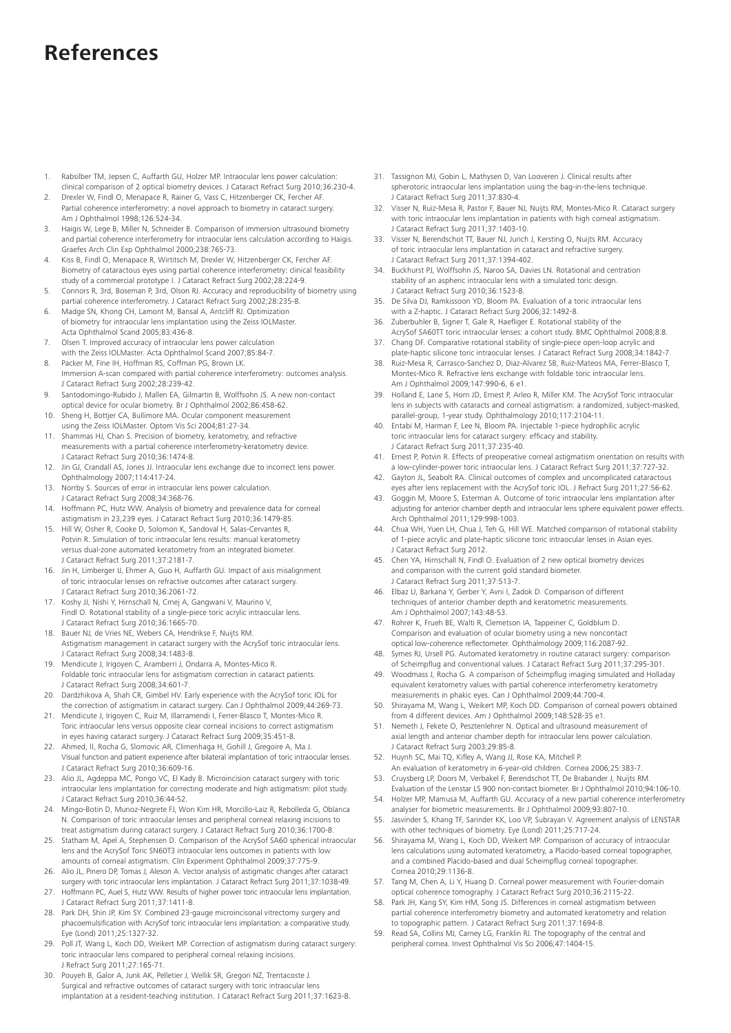# References

1. Rabsilber TM, Jepsen C, Auffarth GU, Holzer MP. Intraocular lens power calculation: clinical comparison of 2 optical biometry devices. J Cataract Refract Surg 2010;36:230-4.
2. Drexler W, Findl O, Menapace R, Rainer G, Vass C, Hitzenberger CK, Fercher AF. Partial coherence interferometry: a novel approach to biometry in cataract surgery. Am J Ophthalmol 1998;126:524-34.
3. Haigis W, Lege B, Miller N, Schneider B. Comparison of immersion ultrasound biometry and partial coherence interferometry for intraocular lens calculation according to Haigis. Graefes Arch Clin Exp Ophthalmol 2000;238:765-73.
4. Kiss B, Findl O, Menapace R, Wirtitsch M, Drexler W, Hitzenberger CK, Fercher AF. Biometry of cataractous eyes using partial coherence interferometry: clinical feasibility study of a commercial prototype I. J Cataract Refract Surg 2002;28:224-9.
5. Connors R, 3rd, Boseman P, 3rd, Olson RJ. Accuracy and reproducibility of biometry using partial coherence interferometry. J Cataract Refract Surg 2002;28:235-8.
6. Madge SN, Khong CH, Lamont M, Bansal A, Antcliff RJ. Optimization of biometry for intraocular lens implantation using the Zeiss IOLMaster. Acta Ophthalmol Scand 2005;83:436-8.
7. Olsen T. Improved accuracy of intraocular lens power calculation with the Zeiss IOLMaster. Acta Ophthalmol Scand 2007;85:84-7.
8. Packer M, Fine IH, Hoffman RS, Coffman PG, Brown LK. Immersion A-scan compared with partial coherence interferometry: outcomes analysis. J Cataract Refract Surg 2002;28:239-42.
9. Santodomingo-Rubido J, Mallen EA, Gilmartin B, Wolffsohn JS. A new non-contact optical device for ocular biometry. Br J Ophthalmol 2002;86:458-62.
10. Sheng H, Bottjer CA, Bullimore MA. Ocular component measurement using the Zeiss IOLMaster. Optom Vis Sci 2004;81:27-34.
11. Shammas HJ, Chan S. Precision of biometry, keratometry, and refractive measurements with a partial coherence interferometry-keratometry device. J Cataract Refract Surg 2010;36:1474-8.
12. Jin GJ, Crandall AS, Jones JJ. Intraocular lens exchange due to incorrect lens power. Ophthalmology 2007;114:417-24.
13. Norrby S. Sources of error in intraocular lens power calculation. J Cataract Refract Surg 2008;34:368-76.
14. Hoffmann PC, Hutz WW. Analysis of biometry and prevalence data for corneal astigmatism in 23,239 eyes. J Cataract Refract Surg 2010;36:1479-85.
15. Hill W, Osher R, Cooke D, Solomon K, Sandoval H, Salas-Cervantes R, Potvin R. Simulation of toric intraocular lens results: manual keratometry versus dual-zone automated keratometry from an integrated biometer. J Cataract Refract Surg 2011;37:2181-7.
16. Jin H, Limberger IJ, Ehmer A, Guo H, Auffarth GU. Impact of axis misalignment of toric intraocular lenses on refractive outcomes after cataract surgery. J Cataract Refract Surg 2010;36:2061-72.
17. Koshy JJ, Nishi Y, Hirnschall N, Crnej A, Gangwani V, Maurino V, Findl O. Rotational stability of a single-piece toric acrylic intraocular lens. J Cataract Refract Surg 2010;36:1665-70.
18. Bauer NJ, de Vries NE, Webers CA, Hendrikse F, Nuijts RM. Astigmatism management in cataract surgery with the AcrySof toric intraocular lens. J Cataract Refract Surg 2008;34:1483-8.
19. Mendicute J, Irigoyen C, Aramberri J, Ondarra A, Montes-Mico R. Foldable toric intraocular lens for astigmatism correction in cataract patients. J Cataract Refract Surg 2008;34:601-7.
20. Dardzhikova A, Shah CR, Gimbel HV. Early experience with the AcrySof toric IOL for the correction of astigmatism in cataract surgery. Can J Ophthalmol 2009;44:269-73.
21. Mendicute J, Irigoyen C, Ruiz M, Illarramendi I, Ferrer-Blasco T, Montes-Mico R. Toric intraocular lens versus opposite clear corneal incisions to correct astigmatism in eyes having cataract surgery. J Cataract Refract Surg 2009;35:451-8.
22. Ahmed, II, Rocha G, Slomovic AR, Climenhaga H, Gohill J, Gregoire A, Ma J. Visual function and patient experience after bilateral implantation of toric intraocular lenses. J Cataract Refract Surg 2010;36:609-16.
23. Alio JL, Agdeppa MC, Pongo VC, El Kady B. Microincision cataract surgery with toric intraocular lens implantation for correcting moderate and high astigmatism: pilot study. J Cataract Refract Surg 2010;36:44-52.
24. Mingo-Botin D, Munoz-Negrete FJ, Won Kim HR, Morcillo-Laiz R, Rebolleda G, Oblanca N. Comparison of toric intraocular lenses and peripheral corneal relaxing incisions to treat astigmatism during cataract surgery. J Cataract Refract Surg 2010;36:1700-8.
25. Statham M, Apel A, Stephensen D. Comparison of the AcrySof SA60 spherical intraocular lens and the AcrySof Toric SN60T3 intraocular lens outcomes in patients with low amounts of corneal astigmatism. Clin Experiment Ophthalmol 2009;37:775-9.
26. Alio JL, Pinero DP, Tomas J, Aleson A. Vector analysis of astigmatic changes after cataract surgery with toric intraocular lens implantation. J Cataract Refract Surg 2011;37:1038-49.
27. Hoffmann PC, Auel S, Hutz WW. Results of higher power toric intraocular lens implantation. J Cataract Refract Surg 2011;37:1411-8.
28. Park DH, Shin JP, Kim SY. Combined 23-gauge microincisional vitrectomy surgery and phacoemulsification with AcrySof toric intraocular lens implantation: a comparative study. Eye (Lond) 2011;25:1327-32.
29. Poll JT, Wang L, Koch DD, Weikert MP. Correction of astigmatism during cataract surgery: toric intraocular lens compared to peripheral corneal relaxing incisions. J Refract Surg 2011;27:165-71.
30. Pouyeh B, Galor A, Junk AK, Pelletier J, Wellik SR, Gregori NZ, Trentacoste J. Surgical and refractive outcomes of cataract surgery with toric intraocular lens implantation at a resident-teaching institution. J Cataract Refract Surg 2011;37:1623-8.
31. Tassignon MJ, Gobin L, Mathysen D, Van Looveren J. Clinical results after spherotoric intraocular lens implantation using the bag-in-the-lens technique. J Cataract Refract Surg 2011;37:830-4.
32. Visser N, Ruiz-Mesa R, Pastor F, Bauer NJ, Nuijts RM, Montes-Mico R. Cataract surgery with toric intraocular lens implantation in patients with high corneal astigmatism. J Cataract Refract Surg 2011;37:1403-10.
33. Visser N, Berendschot TT, Bauer NJ, Jurich J, Kersting O, Nuijts RM. Accuracy of toric intraocular lens implantation in cataract and refractive surgery. J Cataract Refract Surg 2011;37:1394-402.
34. Buckhurst PJ, Wolffsohn JS, Naroo SA, Davies LN. Rotational and centration stability of an aspheric intraocular lens with a simulated toric design. J Cataract Refract Surg 2010;36:1523-8.
35. De Silva DJ, Ramkissoon YD, Bloom PA. Evaluation of a toric intraocular lens with a Z-haptic. J Cataract Refract Surg 2006;32:1492-8.
36. Zuberbuhler B, Signer T, Gale R, Haefliger E. Rotational stability of the AcrySof SA60TT toric intraocular lenses: a cohort study. BMC Ophthalmol 2008;8:8.
37. Chang DF. Comparative rotational stability of single-piece open-loop acrylic and plate-haptic silicone toric intraocular lenses. J Cataract Refract Surg 2008;34:1842-7.
38. Ruiz-Mesa R, Carrasco-Sanchez D, Diaz-Alvarez SB, Ruiz-Mateos MA, Ferrer-Blasco T, Montes-Mico R. Refractive lens exchange with foldable toric intraocular lens. Am J Ophthalmol 2009;147:990-6, 6 e1.
39. Holland E, Lane S, Horn JD, Ernest P, Arleo R, Miller KM. The AcrySof Toric intraocular lens in subjects with cataracts and corneal astigmatism: a randomized, subject-masked, parallel-group, 1-year study. Ophthalmology 2010;117:2104-11.
40. Entabi M, Harman F, Lee N, Bloom PA. Injectable 1-piece hydrophilic acrylic toric intraocular lens for cataract surgery: efficacy and stability. J Cataract Refract Surg 2011;37:235-40.
41. Ernest P, Potvin R. Effects of preoperative corneal astigmatism orientation on results with a low-cylinder-power toric intraocular lens. J Cataract Refract Surg 2011;37:727-32.
42. Gayton JL, Seabolt RA. Clinical outcomes of complex and uncomplicated cataractous eyes after lens replacement with the AcrySof toric IOL. J Refract Surg 2011;27:56-62.
43. Goggin M, Moore S, Esterman A. Outcome of toric intraocular lens implantation after adjusting for anterior chamber depth and intraocular lens sphere equivalent power effects. Arch Ophthalmol 2011;129:998-1003.
44. Chua WH, Yuen LH, Chua J, Teh G, Hill WE. Matched comparison of rotational stability of 1-piece acrylic and plate-haptic silicone toric intraocular lenses in Asian eyes. J Cataract Refract Surg 2012.
45. Chen YA, Hirnschall N, Findl O. Evaluation of 2 new optical biometry devices and comparison with the current gold standard biometer. J Cataract Refract Surg 2011;37:513-7.
46. Elbaz U, Barkana Y, Gerber Y, Avni I, Zadok D. Comparison of different techniques of anterior chamber depth and keratometric measurements. Am J Ophthalmol 2007;143:48-53.
47. Rohrer K, Frueh BE, Walti R, Clemetson IA, Tappeiner C, Goldblum D. Comparison and evaluation of ocular biometry using a new noncontact optical low-coherence reflectometer. Ophthalmology 2009;116:2087-92.
48. Symes RJ, Ursell PG. Automated keratometry in routine cataract surgery: comparison of Scheimpflug and conventional values. J Cataract Refract Surg 2011;37:295-301.
49. Woodmass J, Rocha G. A comparison of Scheimpflug imaging simulated and Holladay equivalent keratometry values with partial coherence interferometry keratometry measurements in phakic eyes. Can J Ophthalmol 2009;44:700-4.
50. Shirayama M, Wang L, Weikert MP, Koch DD. Comparison of corneal powers obtained from 4 different devices. Am J Ophthalmol 2009;148:528-35 e1.
51. Nemeth J, Fekete O, Pesztenlehrer N. Optical and ultrasound measurement of axial length and anterior chamber depth for intraocular lens power calculation. J Cataract Refract Surg 2003;29:85-8.
52. Huynh SC, Mai TQ, Kifley A, Wang JJ, Rose KA, Mitchell P. An evaluation of keratometry in 6-year-old children. Cornea 2006;25:383-7.
53. Cruysberg LP, Doors M, Verbakel F, Berendschot TT, De Brabander J, Nuijts RM. Evaluation of the Lenstar LS 900 non-contact biometer. Br J Ophthalmol 2010;94:106-10.
54. Holzer MP, Mamusa M, Auffarth GU. Accuracy of a new partial coherence interferometry analyser for biometric measurements. Br J Ophthalmol 2009;93:807-10.
55. Jasvinder S, Khang TF, Sarinder KK, Loo VP, Subrayan V. Agreement analysis of LENSTAR with other techniques of biometry. Eye (Lond) 2011;25:717-24.
56. Shirayama M, Wang L, Koch DD, Weikert MP. Comparison of accuracy of intraocular lens calculations using automated keratometry, a Placido-based corneal topographer, and a combined Placido-based and dual Scheimpflug corneal topographer. Cornea 2010;29:1136-8.
57. Tang M, Chen A, Li Y, Huang D. Corneal power measurement with Fourier-domain optical coherence tomography. J Cataract Refract Surg 2010;36:2115-22.
58. Park JH, Kang SY, Kim HM, Song JS. Differences in corneal astigmatism between partial coherence interferometry biometry and automated keratometry and relation to topographic pattern. J Cataract Refract Surg 2011;37:1694-8.
59. Read SA, Collins MJ, Carney LG, Franklin RJ. The topography of the central and peripheral cornea. Invest Ophthalmol Vis Sci 2006;47:1404-15.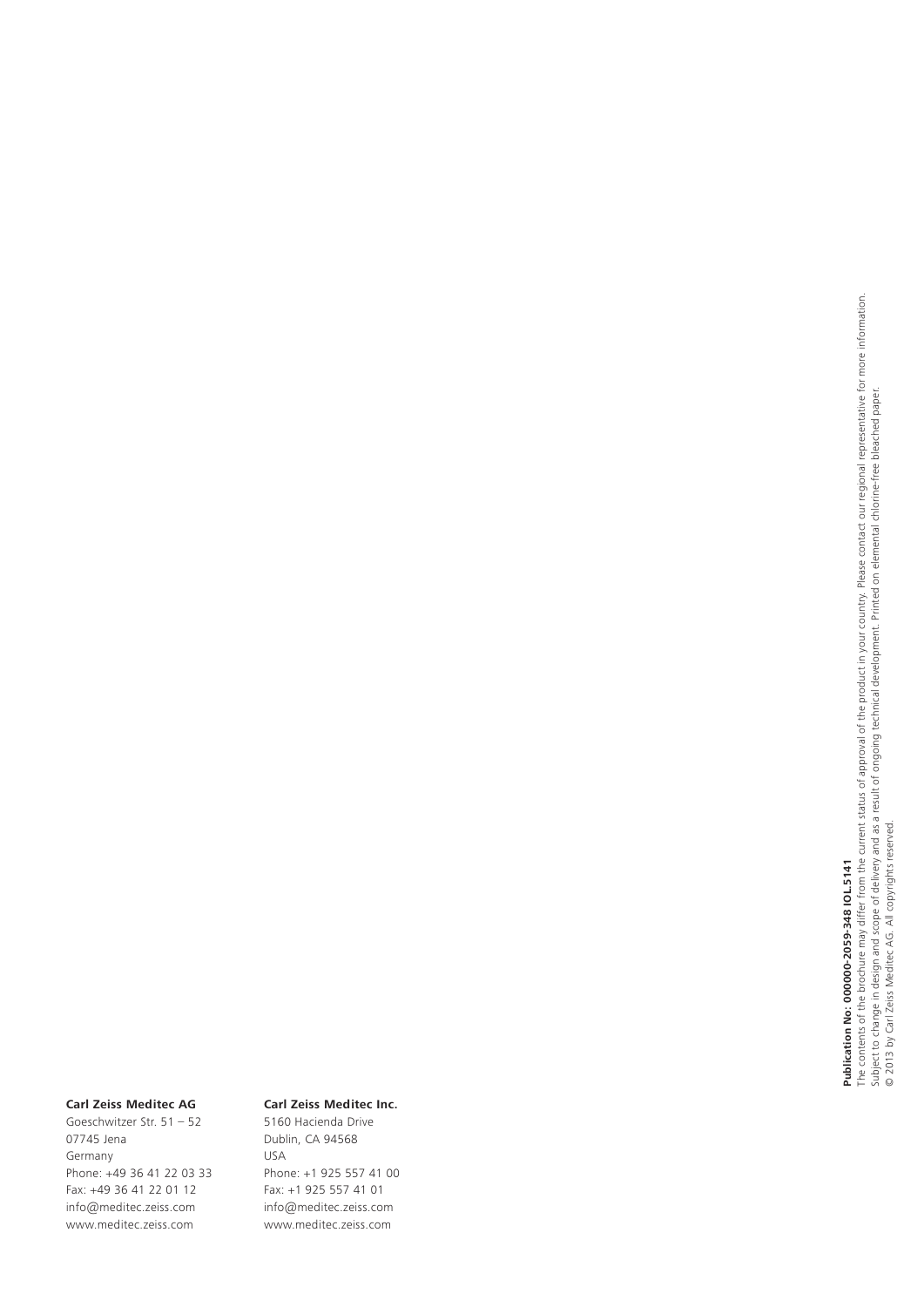**Publication No: 000000-2059-348 IOL.5141**

The contents of the brochure may differ from the current status of approval of the product in your country. Please contact our regional representative for more information.
Subject to change in design and scope of delivery and as a result of ongoing technical development. Printed on elemental chlorine-free bleached paper.
© 2013 by Carl Zeiss Meditec AG. All copyrights reserved.

**Carl Zeiss Meditec AG**
Goeschwitzer Str. 51 – 52
07745 Jena
Germany
Phone: +49 36 41 22 03 33
Fax: +49 36 41 22 01 12
info@meditec.zeiss.com
www.meditec.zeiss.com

**Carl Zeiss Meditec Inc.**
5160 Hacienda Drive
Dublin, CA 94568
USA
Phone: +1 925 557 41 00
Fax: +1 925 557 41 01
info@meditec.zeiss.com
www.meditec.zeiss.com